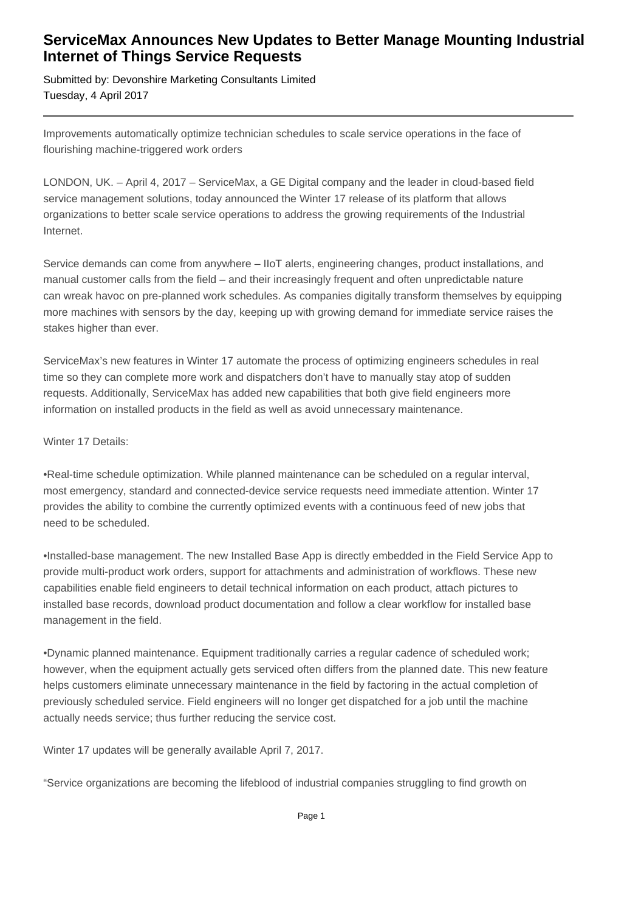# ServiceMax Announces New Updates to Better Manage Mounting Industrial Internet of Things Service Requests

Submitted by: Devonshire Marketing Consultants Limited
Tuesday, 4 April 2017

---

Improvements automatically optimize technician schedules to scale service operations in the face of flourishing machine-triggered work orders

LONDON, UK. – April 4, 2017 – ServiceMax, a GE Digital company and the leader in cloud-based field service management solutions, today announced the Winter 17 release of its platform that allows organizations to better scale service operations to address the growing requirements of the Industrial Internet.

Service demands can come from anywhere – IIoT alerts, engineering changes, product installations, and manual customer calls from the field – and their increasingly frequent and often unpredictable nature can wreak havoc on pre-planned work schedules. As companies digitally transform themselves by equipping more machines with sensors by the day, keeping up with growing demand for immediate service raises the stakes higher than ever.

ServiceMax's new features in Winter 17 automate the process of optimizing engineers schedules in real time so they can complete more work and dispatchers don't have to manually stay atop of sudden requests. Additionally, ServiceMax has added new capabilities that both give field engineers more information on installed products in the field as well as avoid unnecessary maintenance.

Winter 17 Details:

•Real-time schedule optimization. While planned maintenance can be scheduled on a regular interval, most emergency, standard and connected-device service requests need immediate attention. Winter 17 provides the ability to combine the currently optimized events with a continuous feed of new jobs that need to be scheduled.

•Installed-base management. The new Installed Base App is directly embedded in the Field Service App to provide multi-product work orders, support for attachments and administration of workflows. These new capabilities enable field engineers to detail technical information on each product, attach pictures to installed base records, download product documentation and follow a clear workflow for installed base management in the field.

•Dynamic planned maintenance. Equipment traditionally carries a regular cadence of scheduled work; however, when the equipment actually gets serviced often differs from the planned date. This new feature helps customers eliminate unnecessary maintenance in the field by factoring in the actual completion of previously scheduled service. Field engineers will no longer get dispatched for a job until the machine actually needs service; thus further reducing the service cost.

Winter 17 updates will be generally available April 7, 2017.

"Service organizations are becoming the lifeblood of industrial companies struggling to find growth on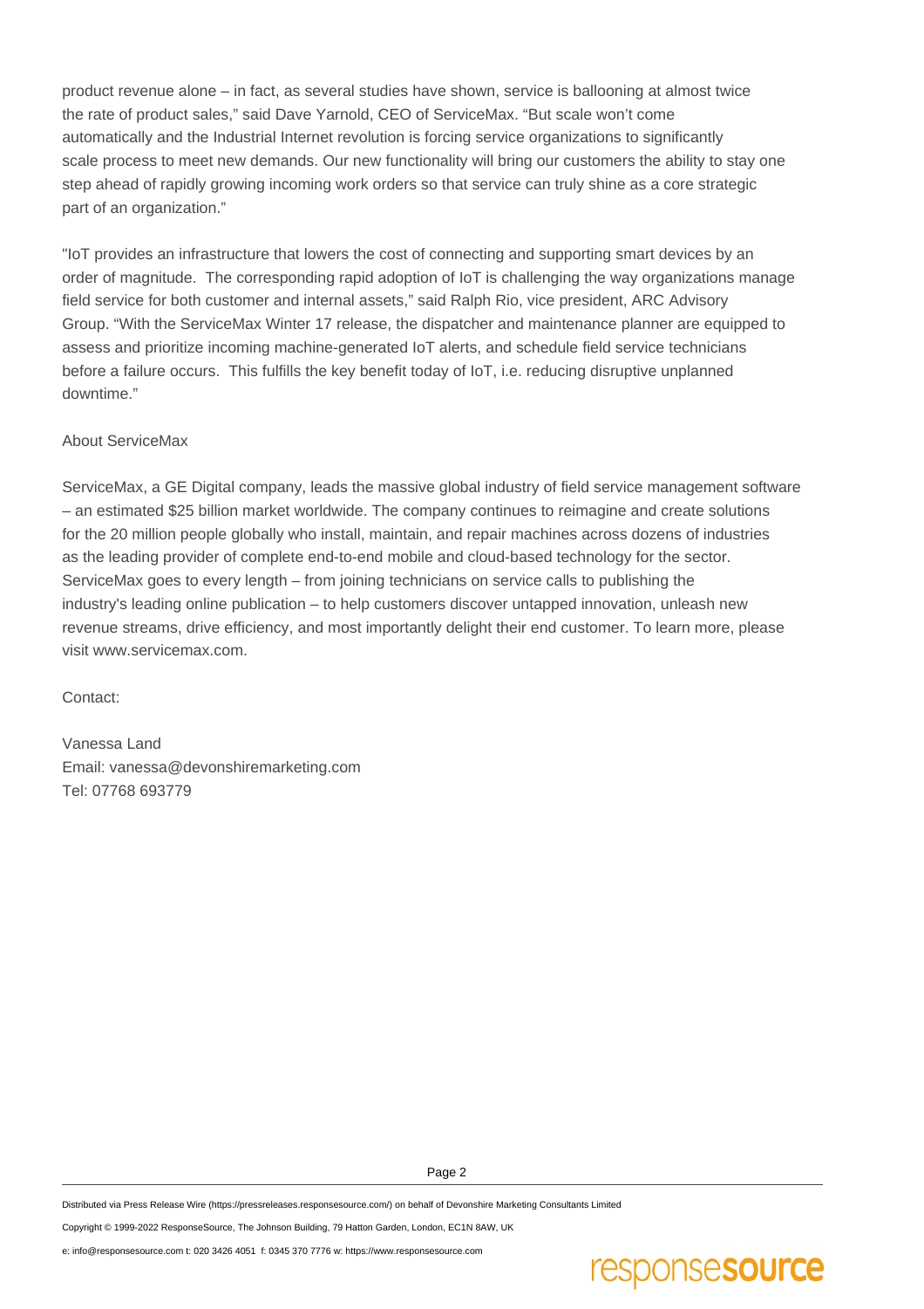product revenue alone – in fact, as several studies have shown, service is ballooning at almost twice the rate of product sales," said Dave Yarnold, CEO of ServiceMax. "But scale won't come automatically and the Industrial Internet revolution is forcing service organizations to significantly scale process to meet new demands. Our new functionality will bring our customers the ability to stay one step ahead of rapidly growing incoming work orders so that service can truly shine as a core strategic part of an organization."

"IoT provides an infrastructure that lowers the cost of connecting and supporting smart devices by an order of magnitude. The corresponding rapid adoption of IoT is challenging the way organizations manage field service for both customer and internal assets," said Ralph Rio, vice president, ARC Advisory Group. "With the ServiceMax Winter 17 release, the dispatcher and maintenance planner are equipped to assess and prioritize incoming machine-generated IoT alerts, and schedule field service technicians before a failure occurs. This fulfills the key benefit today of IoT, i.e. reducing disruptive unplanned downtime."

About ServiceMax

ServiceMax, a GE Digital company, leads the massive global industry of field service management software – an estimated $25 billion market worldwide. The company continues to reimagine and create solutions for the 20 million people globally who install, maintain, and repair machines across dozens of industries as the leading provider of complete end-to-end mobile and cloud-based technology for the sector. ServiceMax goes to every length – from joining technicians on service calls to publishing the industry's leading online publication – to help customers discover untapped innovation, unleash new revenue streams, drive efficiency, and most importantly delight their end customer. To learn more, please visit www.servicemax.com.

Contact:

Vanessa Land
Email: vanessa@devonshiremarketing.com
Tel: 07768 693779